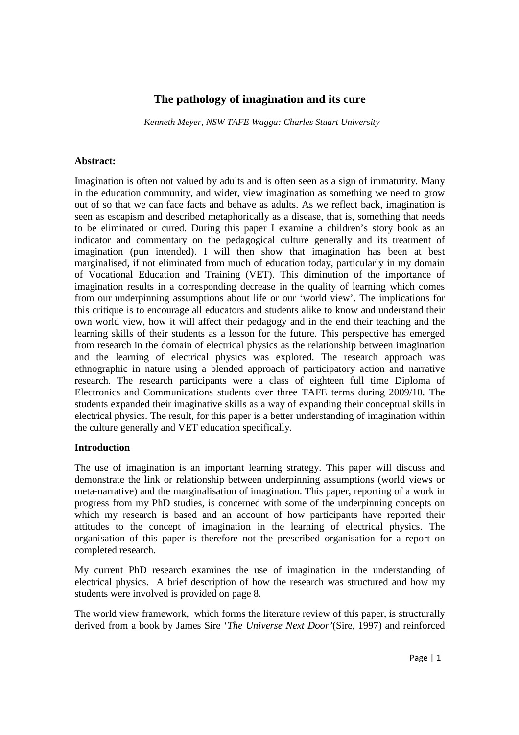# The pathology of imagination and its cure

*Kenneth Meyer, NSW TAFE Wagga: Charles Stuart University*

**Abstract:**

Imagination is often not valued by adults and is often seen as a sign of immaturity. Many in the education community, and wider, view imagination as something we need to grow out of so that we can face facts and behave as adults. As we reflect back, imagination is seen as escapism and described metaphorically as a disease, that is, something that needs to be eliminated or cured. During this paper I examine a children's story book as an indicator and commentary on the pedagogical culture generally and its treatment of imagination (pun intended). I will then show that imagination has been at best marginalised, if not eliminated from much of education today, particularly in my domain of Vocational Education and Training (VET). This diminution of the importance of imagination results in a corresponding decrease in the quality of learning which comes from our underpinning assumptions about life or our 'world view'. The implications for this critique is to encourage all educators and students alike to know and understand their own world view, how it will affect their pedagogy and in the end their teaching and the learning skills of their students as a lesson for the future. This perspective has emerged from research in the domain of electrical physics as the relationship between imagination and the learning of electrical physics was explored. The research approach was ethnographic in nature using a blended approach of participatory action and narrative research. The research participants were a class of eighteen full time Diploma of Electronics and Communications students over three TAFE terms during 2009/10. The students expanded their imaginative skills as a way of expanding their conceptual skills in electrical physics. The result, for this paper is a better understanding of imagination within the culture generally and VET education specifically.

**Introduction**

The use of imagination is an important learning strategy. This paper will discuss and demonstrate the link or relationship between underpinning assumptions (world views or meta-narrative) and the marginalisation of imagination. This paper, reporting of a work in progress from my PhD studies, is concerned with some of the underpinning concepts on which my research is based and an account of how participants have reported their attitudes to the concept of imagination in the learning of electrical physics. The organisation of this paper is therefore not the prescribed organisation for a report on completed research.

My current PhD research examines the use of imagination in the understanding of electrical physics. A brief description of how the research was structured and how my students were involved is provided on page 8.

The world view framework, which forms the literature review of this paper, is structurally derived from a book by James Sire '*The Universe Next Door*'(Sire, 1997) and reinforced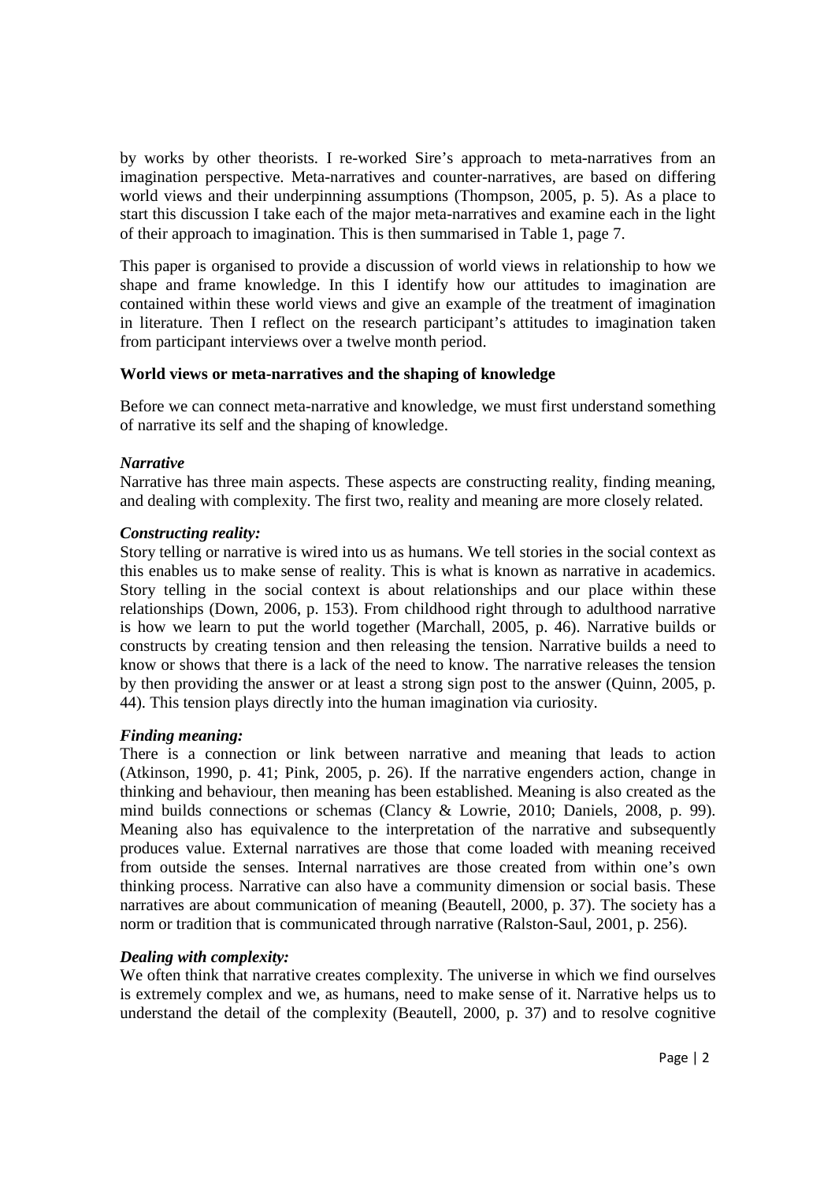by works by other theorists. I re-worked Sire's approach to meta-narratives from an imagination perspective. Meta-narratives and counter-narratives, are based on differing world views and their underpinning assumptions (Thompson, 2005, p. 5). As a place to start this discussion I take each of the major meta-narratives and examine each in the light of their approach to imagination. This is then summarised in Table 1, page 7.

This paper is organised to provide a discussion of world views in relationship to how we shape and frame knowledge. In this I identify how our attitudes to imagination are contained within these world views and give an example of the treatment of imagination in literature. Then I reflect on the research participant's attitudes to imagination taken from participant interviews over a twelve month period.

**World views or meta-narratives and the shaping of knowledge**

Before we can connect meta-narrative and knowledge, we must first understand something of narrative its self and the shaping of knowledge.

***Narrative***

Narrative has three main aspects. These aspects are constructing reality, finding meaning, and dealing with complexity. The first two, reality and meaning are more closely related.

***Constructing reality:***

Story telling or narrative is wired into us as humans. We tell stories in the social context as this enables us to make sense of reality. This is what is known as narrative in academics. Story telling in the social context is about relationships and our place within these relationships (Down, 2006, p. 153). From childhood right through to adulthood narrative is how we learn to put the world together (Marchall, 2005, p. 46). Narrative builds or constructs by creating tension and then releasing the tension. Narrative builds a need to know or shows that there is a lack of the need to know. The narrative releases the tension by then providing the answer or at least a strong sign post to the answer (Quinn, 2005, p. 44). This tension plays directly into the human imagination via curiosity.

***Finding meaning:***

There is a connection or link between narrative and meaning that leads to action (Atkinson, 1990, p. 41; Pink, 2005, p. 26). If the narrative engenders action, change in thinking and behaviour, then meaning has been established. Meaning is also created as the mind builds connections or schemas (Clancy & Lowrie, 2010; Daniels, 2008, p. 99). Meaning also has equivalence to the interpretation of the narrative and subsequently produces value. External narratives are those that come loaded with meaning received from outside the senses. Internal narratives are those created from within one's own thinking process. Narrative can also have a community dimension or social basis. These narratives are about communication of meaning (Beautell, 2000, p. 37). The society has a norm or tradition that is communicated through narrative (Ralston-Saul, 2001, p. 256).

***Dealing with complexity:***

We often think that narrative creates complexity. The universe in which we find ourselves is extremely complex and we, as humans, need to make sense of it. Narrative helps us to understand the detail of the complexity (Beautell, 2000, p. 37) and to resolve cognitive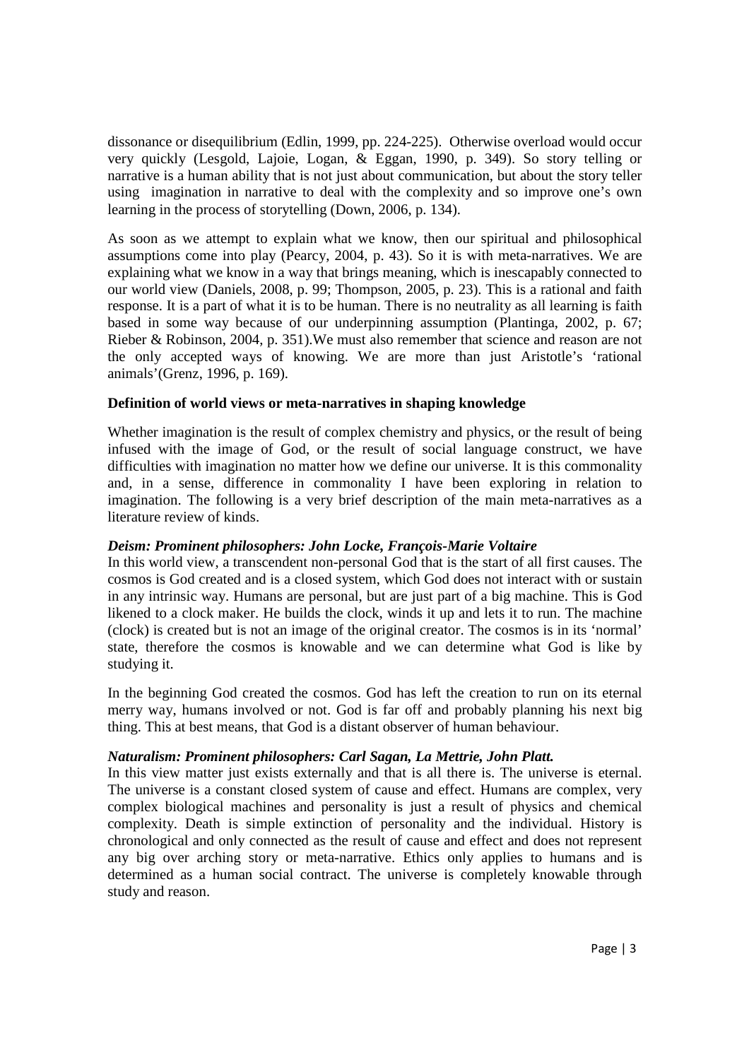dissonance or disequilibrium (Edlin, 1999, pp. 224-225). Otherwise overload would occur very quickly (Lesgold, Lajoie, Logan, & Eggan, 1990, p. 349). So story telling or narrative is a human ability that is not just about communication, but about the story teller using imagination in narrative to deal with the complexity and so improve one's own learning in the process of storytelling (Down, 2006, p. 134).

As soon as we attempt to explain what we know, then our spiritual and philosophical assumptions come into play (Pearcy, 2004, p. 43). So it is with meta-narratives. We are explaining what we know in a way that brings meaning, which is inescapably connected to our world view (Daniels, 2008, p. 99; Thompson, 2005, p. 23). This is a rational and faith response. It is a part of what it is to be human. There is no neutrality as all learning is faith based in some way because of our underpinning assumption (Plantinga, 2002, p. 67; Rieber & Robinson, 2004, p. 351).We must also remember that science and reason are not the only accepted ways of knowing. We are more than just Aristotle's 'rational animals'(Grenz, 1996, p. 169).

### Definition of world views or meta-narratives in shaping knowledge

Whether imagination is the result of complex chemistry and physics, or the result of being infused with the image of God, or the result of social language construct, we have difficulties with imagination no matter how we define our universe. It is this commonality and, in a sense, difference in commonality I have been exploring in relation to imagination. The following is a very brief description of the main meta-narratives as a literature review of kinds.

#### *Deism: Prominent philosophers: John Locke, François-Marie Voltaire*

In this world view, a transcendent non-personal God that is the start of all first causes. The cosmos is God created and is a closed system, which God does not interact with or sustain in any intrinsic way. Humans are personal, but are just part of a big machine. This is God likened to a clock maker. He builds the clock, winds it up and lets it to run. The machine (clock) is created but is not an image of the original creator. The cosmos is in its 'normal' state, therefore the cosmos is knowable and we can determine what God is like by studying it.

In the beginning God created the cosmos. God has left the creation to run on its eternal merry way, humans involved or not. God is far off and probably planning his next big thing. This at best means, that God is a distant observer of human behaviour.

#### *Naturalism: Prominent philosophers: Carl Sagan, La Mettrie, John Platt.*

In this view matter just exists externally and that is all there is. The universe is eternal. The universe is a constant closed system of cause and effect. Humans are complex, very complex biological machines and personality is just a result of physics and chemical complexity. Death is simple extinction of personality and the individual. History is chronological and only connected as the result of cause and effect and does not represent any big over arching story or meta-narrative. Ethics only applies to humans and is determined as a human social contract. The universe is completely knowable through study and reason.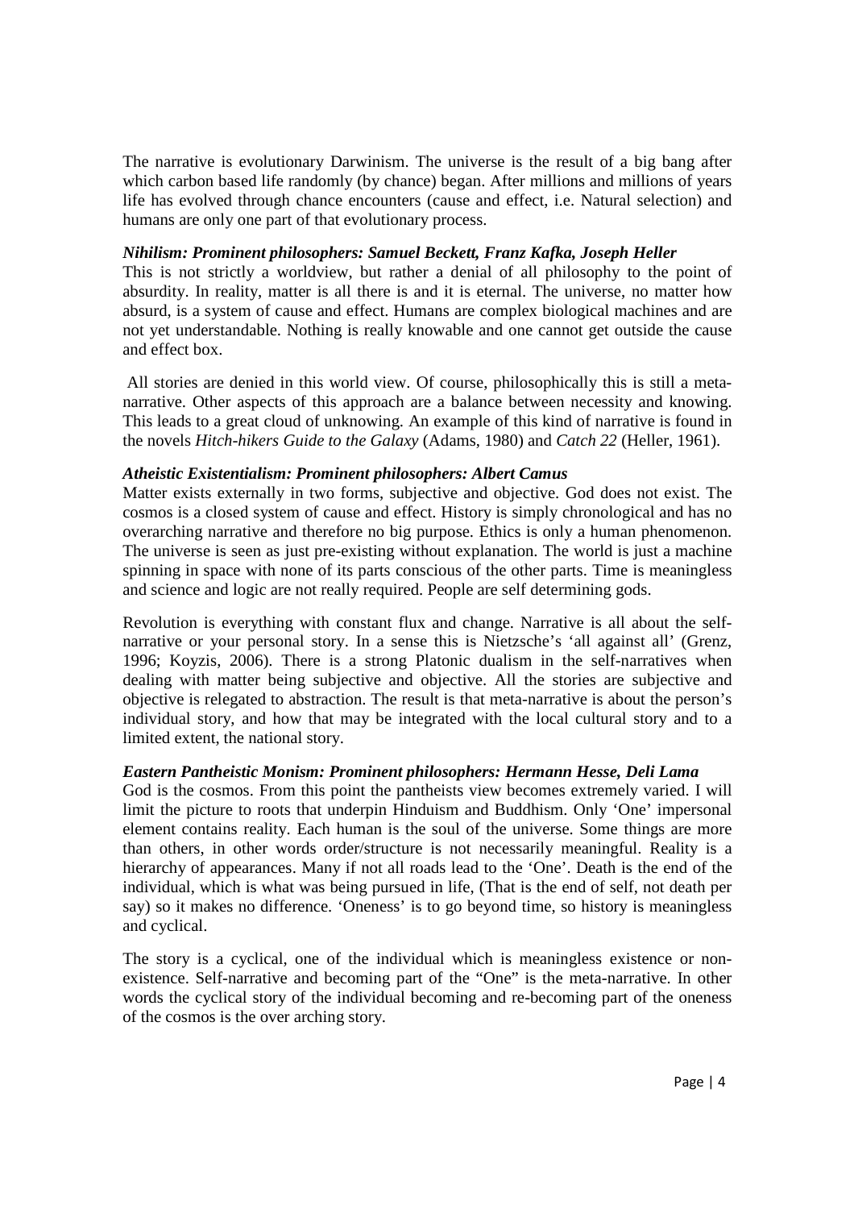The narrative is evolutionary Darwinism. The universe is the result of a big bang after which carbon based life randomly (by chance) began. After millions and millions of years life has evolved through chance encounters (cause and effect, i.e. Natural selection) and humans are only one part of that evolutionary process.

***Nihilism: Prominent philosophers: Samuel Beckett, Franz Kafka, Joseph Heller***

This is not strictly a worldview, but rather a denial of all philosophy to the point of absurdity. In reality, matter is all there is and it is eternal. The universe, no matter how absurd, is a system of cause and effect. Humans are complex biological machines and are not yet understandable. Nothing is really knowable and one cannot get outside the cause and effect box.

All stories are denied in this world view. Of course, philosophically this is still a meta-narrative. Other aspects of this approach are a balance between necessity and knowing. This leads to a great cloud of unknowing. An example of this kind of narrative is found in the novels *Hitch-hikers Guide to the Galaxy* (Adams, 1980) and *Catch 22* (Heller, 1961).

***Atheistic Existentialism: Prominent philosophers: Albert Camus***

Matter exists externally in two forms, subjective and objective. God does not exist. The cosmos is a closed system of cause and effect. History is simply chronological and has no overarching narrative and therefore no big purpose. Ethics is only a human phenomenon. The universe is seen as just pre-existing without explanation. The world is just a machine spinning in space with none of its parts conscious of the other parts. Time is meaningless and science and logic are not really required. People are self determining gods.

Revolution is everything with constant flux and change. Narrative is all about the self-narrative or your personal story. In a sense this is Nietzsche's 'all against all' (Grenz, 1996; Koyzis, 2006). There is a strong Platonic dualism in the self-narratives when dealing with matter being subjective and objective. All the stories are subjective and objective is relegated to abstraction. The result is that meta-narrative is about the person's individual story, and how that may be integrated with the local cultural story and to a limited extent, the national story.

***Eastern Pantheistic Monism: Prominent philosophers: Hermann Hesse, Deli Lama***

God is the cosmos. From this point the pantheists view becomes extremely varied. I will limit the picture to roots that underpin Hinduism and Buddhism. Only 'One' impersonal element contains reality. Each human is the soul of the universe. Some things are more than others, in other words order/structure is not necessarily meaningful. Reality is a hierarchy of appearances. Many if not all roads lead to the 'One'. Death is the end of the individual, which is what was being pursued in life, (That is the end of self, not death per say) so it makes no difference. 'Oneness' is to go beyond time, so history is meaningless and cyclical.

The story is a cyclical, one of the individual which is meaningless existence or non-existence. Self-narrative and becoming part of the "One" is the meta-narrative. In other words the cyclical story of the individual becoming and re-becoming part of the oneness of the cosmos is the over arching story.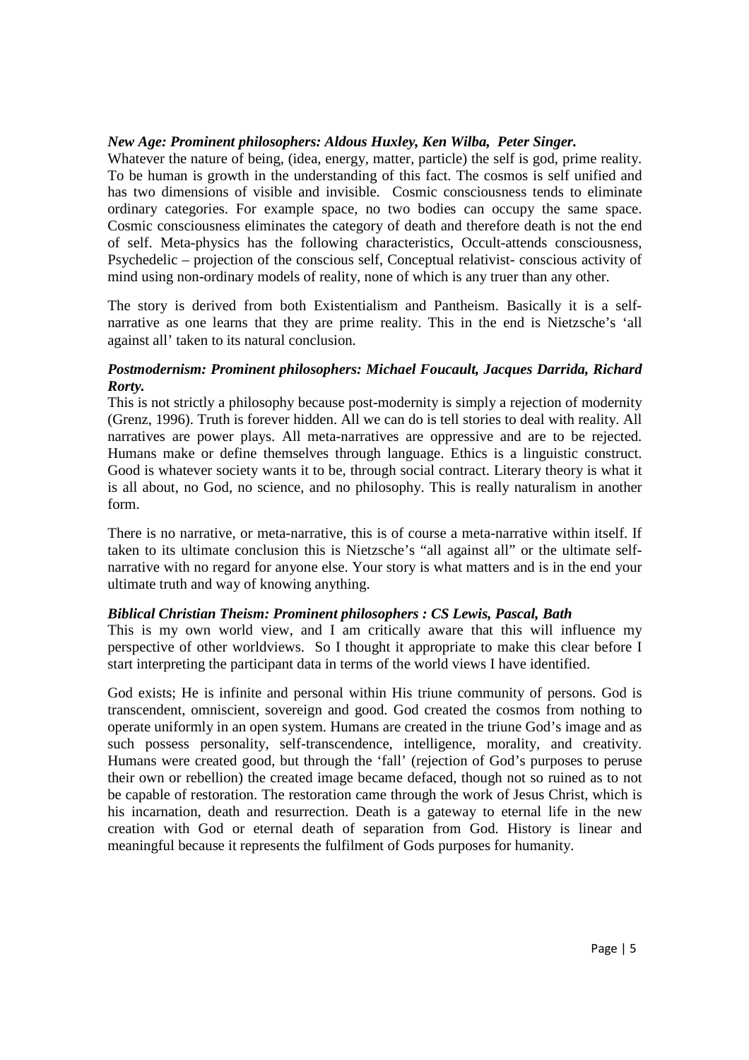***New Age: Prominent philosophers: Aldous Huxley, Ken Wilba, Peter Singer.***

Whatever the nature of being, (idea, energy, matter, particle) the self is god, prime reality. To be human is growth in the understanding of this fact. The cosmos is self unified and has two dimensions of visible and invisible. Cosmic consciousness tends to eliminate ordinary categories. For example space, no two bodies can occupy the same space. Cosmic consciousness eliminates the category of death and therefore death is not the end of self. Meta-physics has the following characteristics, Occult-attends consciousness, Psychedelic – projection of the conscious self, Conceptual relativist- conscious activity of mind using non-ordinary models of reality, none of which is any truer than any other.

The story is derived from both Existentialism and Pantheism. Basically it is a self-narrative as one learns that they are prime reality. This in the end is Nietzsche's 'all against all' taken to its natural conclusion.

***Postmodernism: Prominent philosophers: Michael Foucault, Jacques Darrida, Richard Rorty.***

This is not strictly a philosophy because post-modernity is simply a rejection of modernity (Grenz, 1996). Truth is forever hidden. All we can do is tell stories to deal with reality. All narratives are power plays. All meta-narratives are oppressive and are to be rejected. Humans make or define themselves through language. Ethics is a linguistic construct. Good is whatever society wants it to be, through social contract. Literary theory is what it is all about, no God, no science, and no philosophy. This is really naturalism in another form.

There is no narrative, or meta-narrative, this is of course a meta-narrative within itself. If taken to its ultimate conclusion this is Nietzsche's "all against all" or the ultimate self-narrative with no regard for anyone else. Your story is what matters and is in the end your ultimate truth and way of knowing anything.

***Biblical Christian Theism: Prominent philosophers : CS Lewis, Pascal, Bath***

This is my own world view, and I am critically aware that this will influence my perspective of other worldviews. So I thought it appropriate to make this clear before I start interpreting the participant data in terms of the world views I have identified.

God exists; He is infinite and personal within His triune community of persons. God is transcendent, omniscient, sovereign and good. God created the cosmos from nothing to operate uniformly in an open system. Humans are created in the triune God's image and as such possess personality, self-transcendence, intelligence, morality, and creativity. Humans were created good, but through the 'fall' (rejection of God's purposes to peruse their own or rebellion) the created image became defaced, though not so ruined as to not be capable of restoration. The restoration came through the work of Jesus Christ, which is his incarnation, death and resurrection. Death is a gateway to eternal life in the new creation with God or eternal death of separation from God. History is linear and meaningful because it represents the fulfilment of Gods purposes for humanity.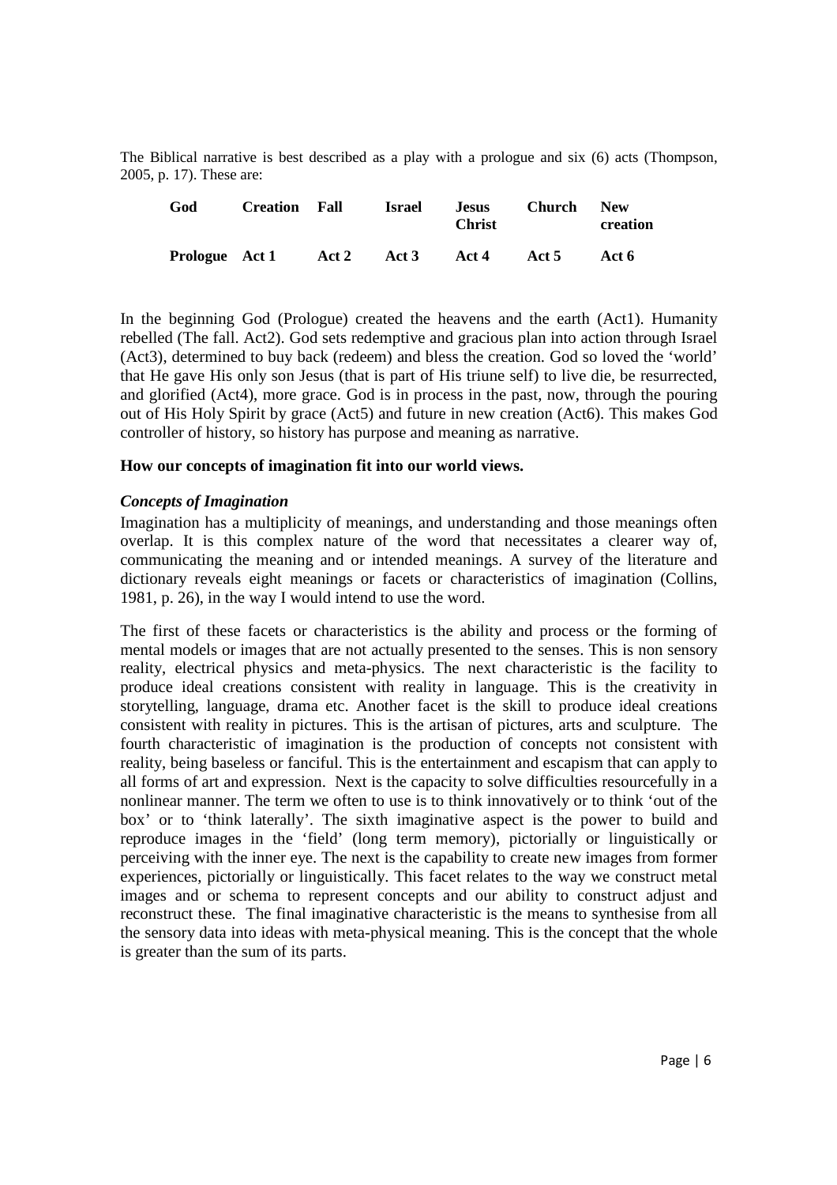The Biblical narrative is best described as a play with a prologue and six (6) acts (Thompson, 2005, p. 17). These are:

| **God** | **Creation** | **Fall** | **Israel** | **Jesus Christ** | **Church** | **New creation** |
|---|---|---|---|---|---|---|
| **Prologue** | **Act 1** | **Act 2** | **Act 3** | **Act 4** | **Act 5** | **Act 6** |

In the beginning God (Prologue) created the heavens and the earth (Act1). Humanity rebelled (The fall. Act2). God sets redemptive and gracious plan into action through Israel (Act3), determined to buy back (redeem) and bless the creation. God so loved the 'world' that He gave His only son Jesus (that is part of His triune self) to live die, be resurrected, and glorified (Act4), more grace. God is in process in the past, now, through the pouring out of His Holy Spirit by grace (Act5) and future in new creation (Act6). This makes God controller of history, so history has purpose and meaning as narrative.

**How our concepts of imagination fit into our world views.**

***Concepts of Imagination***

Imagination has a multiplicity of meanings, and understanding and those meanings often overlap. It is this complex nature of the word that necessitates a clearer way of, communicating the meaning and or intended meanings. A survey of the literature and dictionary reveals eight meanings or facets or characteristics of imagination (Collins, 1981, p. 26), in the way I would intend to use the word.

The first of these facets or characteristics is the ability and process or the forming of mental models or images that are not actually presented to the senses. This is non sensory reality, electrical physics and meta-physics. The next characteristic is the facility to produce ideal creations consistent with reality in language. This is the creativity in storytelling, language, drama etc. Another facet is the skill to produce ideal creations consistent with reality in pictures. This is the artisan of pictures, arts and sculpture. The fourth characteristic of imagination is the production of concepts not consistent with reality, being baseless or fanciful. This is the entertainment and escapism that can apply to all forms of art and expression. Next is the capacity to solve difficulties resourcefully in a nonlinear manner. The term we often to use is to think innovatively or to think 'out of the box' or to 'think laterally'. The sixth imaginative aspect is the power to build and reproduce images in the 'field' (long term memory), pictorially or linguistically or perceiving with the inner eye. The next is the capability to create new images from former experiences, pictorially or linguistically. This facet relates to the way we construct metal images and or schema to represent concepts and our ability to construct adjust and reconstruct these. The final imaginative characteristic is the means to synthesise from all the sensory data into ideas with meta-physical meaning. This is the concept that the whole is greater than the sum of its parts.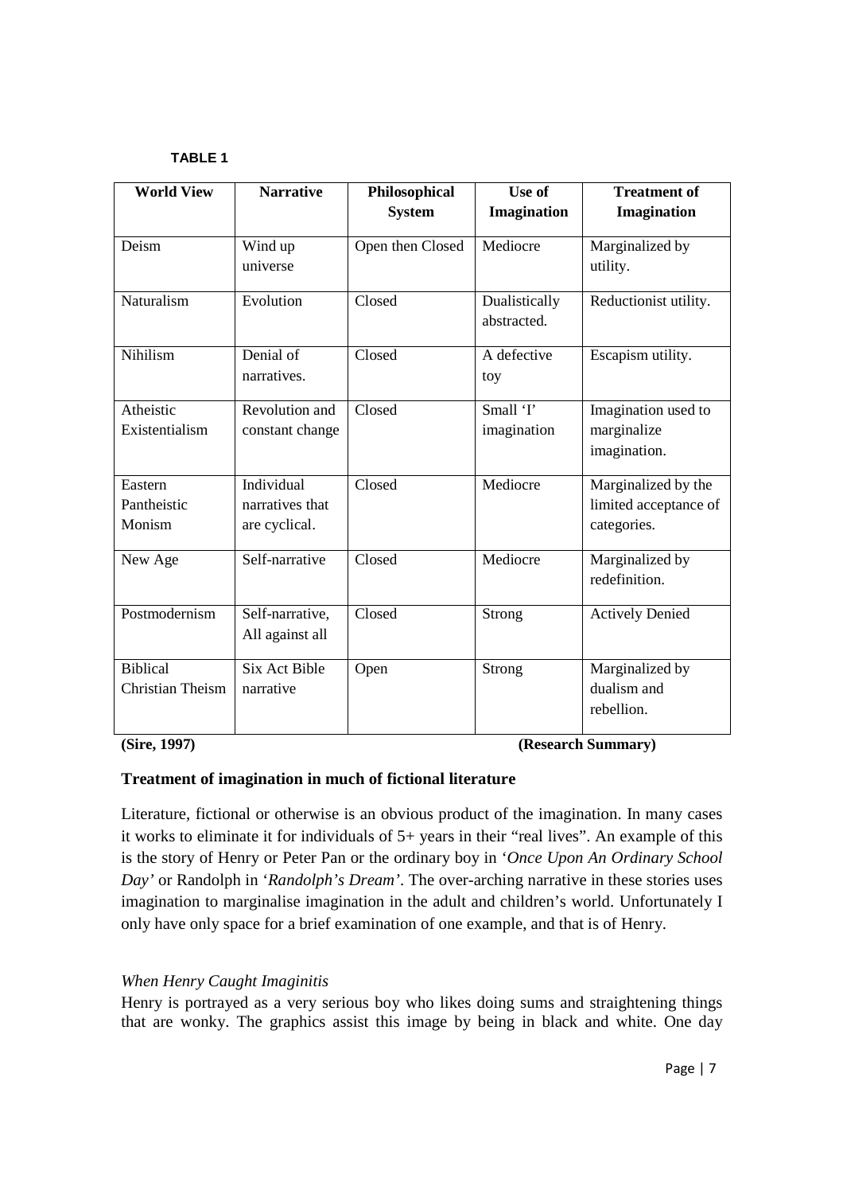**TABLE 1**

| World View | Narrative | Philosophical System | Use of Imagination | Treatment of Imagination |
|---|---|---|---|---|
| Deism | Wind up universe | Open then Closed | Mediocre | Marginalized by utility. |
| Naturalism | Evolution | Closed | Dualistically abstracted. | Reductionist utility. |
| Nihilism | Denial of narratives. | Closed | A defective toy | Escapism utility. |
| Atheistic Existentialism | Revolution and constant change | Closed | Small 'I' imagination | Imagination used to marginalize imagination. |
| Eastern Pantheistic Monism | Individual narratives that are cyclical. | Closed | Mediocre | Marginalized by the limited acceptance of categories. |
| New Age | Self-narrative | Closed | Mediocre | Marginalized by redefinition. |
| Postmodernism | Self-narrative, All against all | Closed | Strong | Actively Denied |
| Biblical Christian Theism | Six Act Bible narrative | Open | Strong | Marginalized by dualism and rebellion. |

**(Sire, 1997)** **(Research Summary)**

**Treatment of imagination in much of fictional literature**

Literature, fictional or otherwise is an obvious product of the imagination. In many cases it works to eliminate it for individuals of 5+ years in their "real lives". An example of this is the story of Henry or Peter Pan or the ordinary boy in '*Once Upon An Ordinary School Day'* or Randolph in '*Randolph's Dream'*. The over-arching narrative in these stories uses imagination to marginalise imagination in the adult and children's world. Unfortunately I only have only space for a brief examination of one example, and that is of Henry.

*When Henry Caught Imaginitis*

Henry is portrayed as a very serious boy who likes doing sums and straightening things that are wonky. The graphics assist this image by being in black and white. One day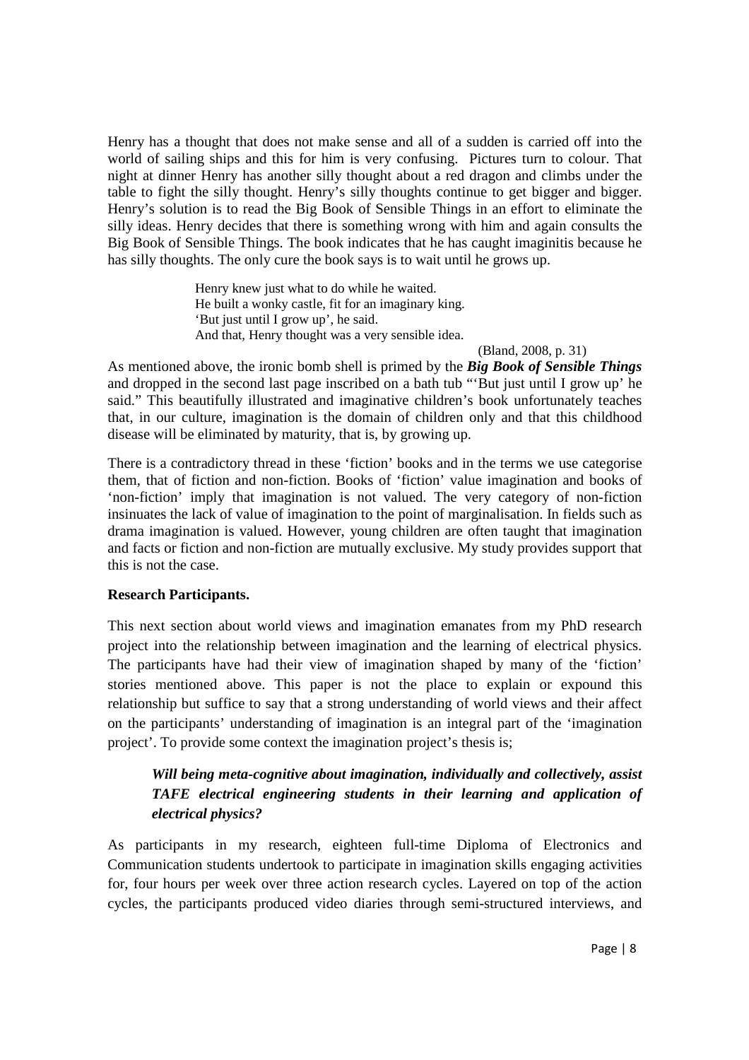Henry has a thought that does not make sense and all of a sudden is carried off into the world of sailing ships and this for him is very confusing. Pictures turn to colour. That night at dinner Henry has another silly thought about a red dragon and climbs under the table to fight the silly thought. Henry's silly thoughts continue to get bigger and bigger. Henry's solution is to read the Big Book of Sensible Things in an effort to eliminate the silly ideas. Henry decides that there is something wrong with him and again consults the Big Book of Sensible Things. The book indicates that he has caught imaginitis because he has silly thoughts. The only cure the book says is to wait until he grows up.

> Henry knew just what to do while he waited.
> He built a wonky castle, fit for an imaginary king.
> 'But just until I grow up', he said.
> And that, Henry thought was a very sensible idea.
>
> (Bland, 2008, p. 31)

As mentioned above, the ironic bomb shell is primed by the ***Big Book of Sensible Things*** and dropped in the second last page inscribed on a bath tub "'But just until I grow up' he said." This beautifully illustrated and imaginative children's book unfortunately teaches that, in our culture, imagination is the domain of children only and that this childhood disease will be eliminated by maturity, that is, by growing up.

There is a contradictory thread in these 'fiction' books and in the terms we use categorise them, that of fiction and non-fiction. Books of 'fiction' value imagination and books of 'non-fiction' imply that imagination is not valued. The very category of non-fiction insinuates the lack of value of imagination to the point of marginalisation. In fields such as drama imagination is valued. However, young children are often taught that imagination and facts or fiction and non-fiction are mutually exclusive. My study provides support that this is not the case.

**Research Participants.**

This next section about world views and imagination emanates from my PhD research project into the relationship between imagination and the learning of electrical physics. The participants have had their view of imagination shaped by many of the 'fiction' stories mentioned above. This paper is not the place to explain or expound this relationship but suffice to say that a strong understanding of world views and their affect on the participants' understanding of imagination is an integral part of the 'imagination project'. To provide some context the imagination project's thesis is;

> ***Will being meta-cognitive about imagination, individually and collectively, assist TAFE electrical engineering students in their learning and application of electrical physics?***

As participants in my research, eighteen full-time Diploma of Electronics and Communication students undertook to participate in imagination skills engaging activities for, four hours per week over three action research cycles. Layered on top of the action cycles, the participants produced video diaries through semi-structured interviews, and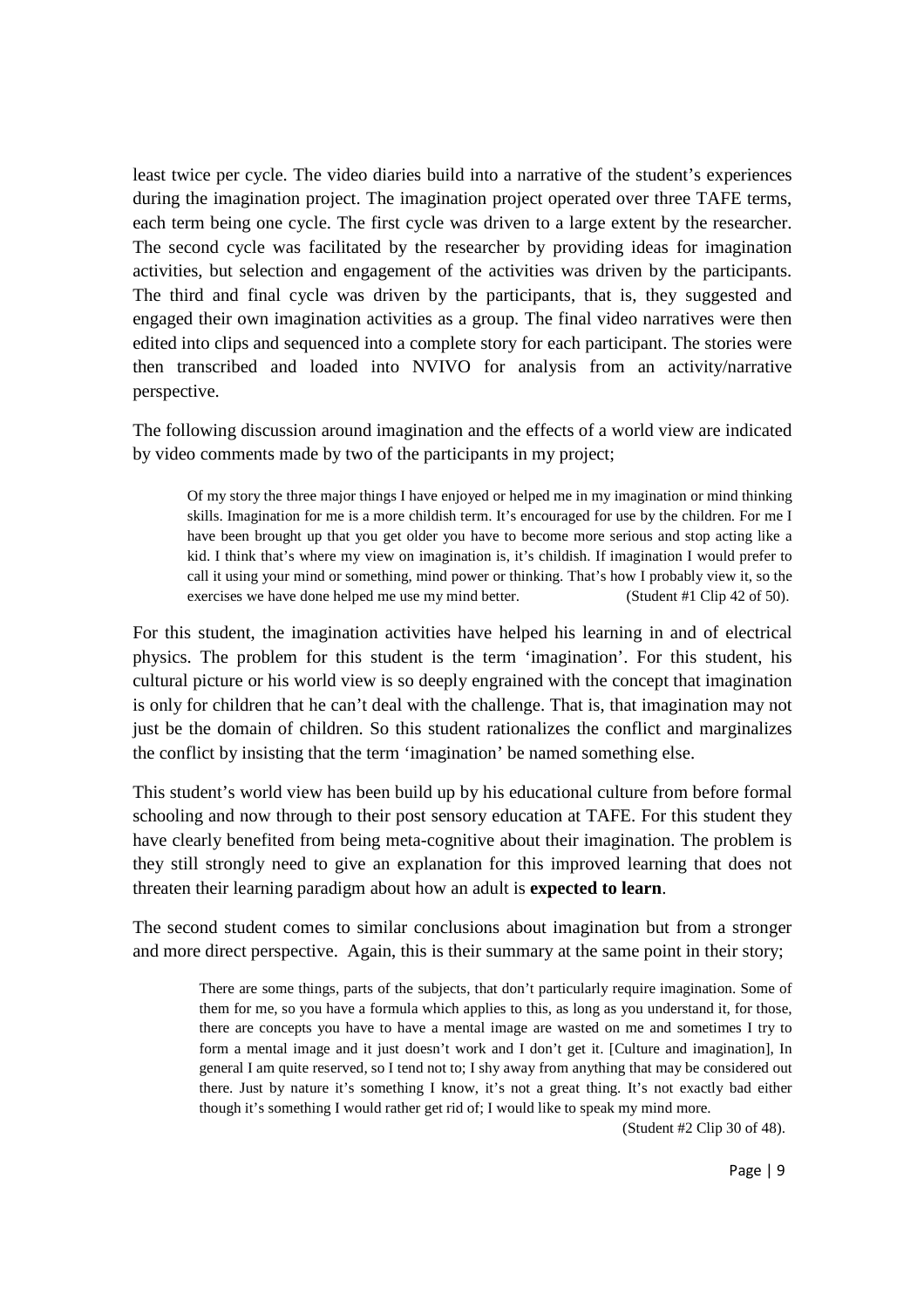least twice per cycle. The video diaries build into a narrative of the student's experiences during the imagination project. The imagination project operated over three TAFE terms, each term being one cycle. The first cycle was driven to a large extent by the researcher. The second cycle was facilitated by the researcher by providing ideas for imagination activities, but selection and engagement of the activities was driven by the participants. The third and final cycle was driven by the participants, that is, they suggested and engaged their own imagination activities as a group. The final video narratives were then edited into clips and sequenced into a complete story for each participant. The stories were then transcribed and loaded into NVIVO for analysis from an activity/narrative perspective.

The following discussion around imagination and the effects of a world view are indicated by video comments made by two of the participants in my project;

> Of my story the three major things I have enjoyed or helped me in my imagination or mind thinking skills. Imagination for me is a more childish term. It's encouraged for use by the children. For me I have been brought up that you get older you have to become more serious and stop acting like a kid. I think that's where my view on imagination is, it's childish. If imagination I would prefer to call it using your mind or something, mind power or thinking. That's how I probably view it, so the exercises we have done helped me use my mind better. (Student #1 Clip 42 of 50).

For this student, the imagination activities have helped his learning in and of electrical physics. The problem for this student is the term 'imagination'. For this student, his cultural picture or his world view is so deeply engrained with the concept that imagination is only for children that he can't deal with the challenge. That is, that imagination may not just be the domain of children. So this student rationalizes the conflict and marginalizes the conflict by insisting that the term 'imagination' be named something else.

This student's world view has been build up by his educational culture from before formal schooling and now through to their post sensory education at TAFE. For this student they have clearly benefited from being meta-cognitive about their imagination. The problem is they still strongly need to give an explanation for this improved learning that does not threaten their learning paradigm about how an adult is **expected to learn**.

The second student comes to similar conclusions about imagination but from a stronger and more direct perspective. Again, this is their summary at the same point in their story;

> There are some things, parts of the subjects, that don't particularly require imagination. Some of them for me, so you have a formula which applies to this, as long as you understand it, for those, there are concepts you have to have a mental image are wasted on me and sometimes I try to form a mental image and it just doesn't work and I don't get it. [Culture and imagination], In general I am quite reserved, so I tend not to; I shy away from anything that may be considered out there. Just by nature it's something I know, it's not a great thing. It's not exactly bad either though it's something I would rather get rid of; I would like to speak my mind more.
>
> (Student #2 Clip 30 of 48).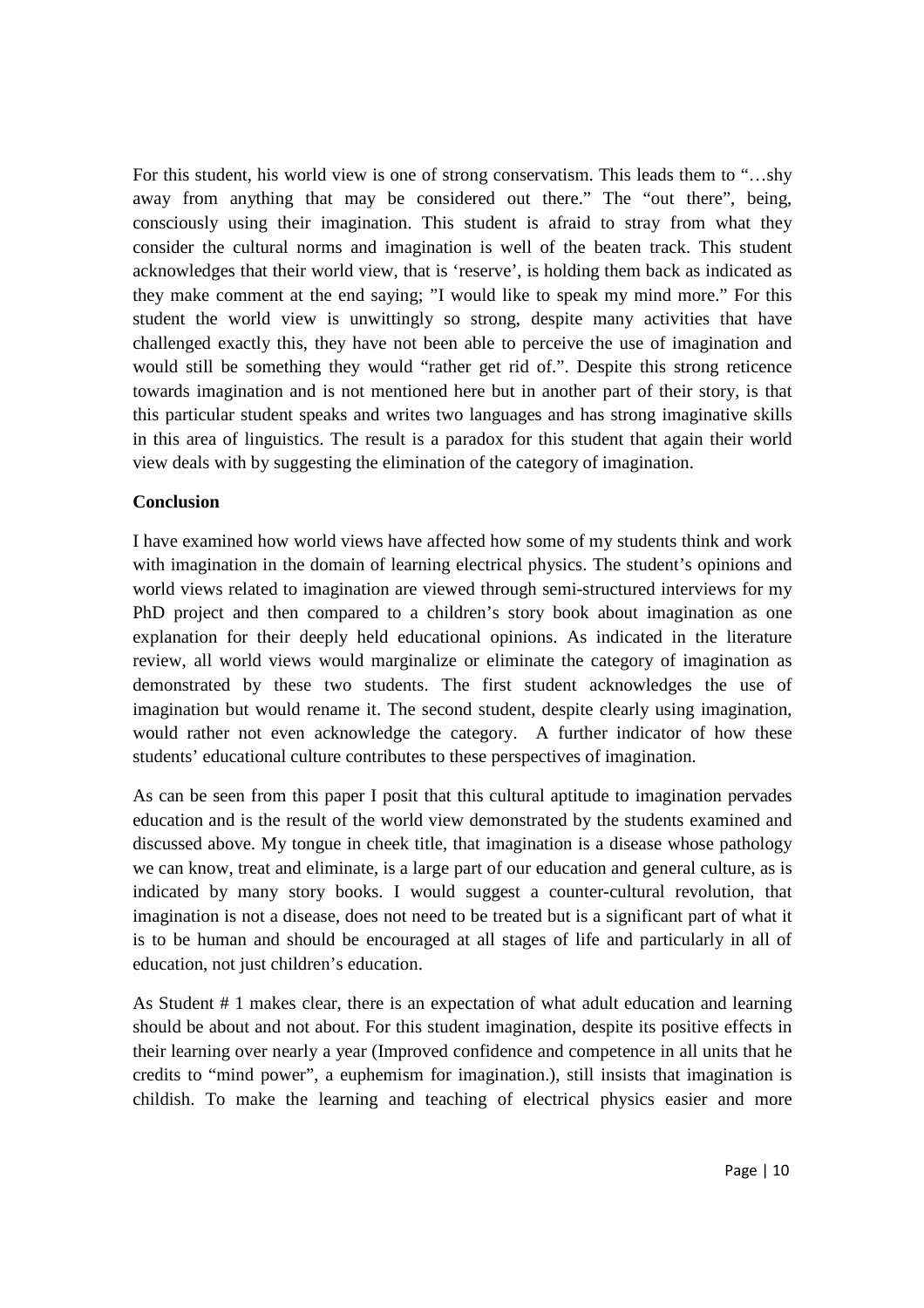For this student, his world view is one of strong conservatism. This leads them to "…shy away from anything that may be considered out there." The "out there", being, consciously using their imagination. This student is afraid to stray from what they consider the cultural norms and imagination is well of the beaten track. This student acknowledges that their world view, that is 'reserve', is holding them back as indicated as they make comment at the end saying; "I would like to speak my mind more." For this student the world view is unwittingly so strong, despite many activities that have challenged exactly this, they have not been able to perceive the use of imagination and would still be something they would "rather get rid of.". Despite this strong reticence towards imagination and is not mentioned here but in another part of their story, is that this particular student speaks and writes two languages and has strong imaginative skills in this area of linguistics. The result is a paradox for this student that again their world view deals with by suggesting the elimination of the category of imagination.

**Conclusion**

I have examined how world views have affected how some of my students think and work with imagination in the domain of learning electrical physics. The student's opinions and world views related to imagination are viewed through semi-structured interviews for my PhD project and then compared to a children's story book about imagination as one explanation for their deeply held educational opinions. As indicated in the literature review, all world views would marginalize or eliminate the category of imagination as demonstrated by these two students. The first student acknowledges the use of imagination but would rename it. The second student, despite clearly using imagination, would rather not even acknowledge the category. A further indicator of how these students' educational culture contributes to these perspectives of imagination.

As can be seen from this paper I posit that this cultural aptitude to imagination pervades education and is the result of the world view demonstrated by the students examined and discussed above. My tongue in cheek title, that imagination is a disease whose pathology we can know, treat and eliminate, is a large part of our education and general culture, as is indicated by many story books. I would suggest a counter-cultural revolution, that imagination is not a disease, does not need to be treated but is a significant part of what it is to be human and should be encouraged at all stages of life and particularly in all of education, not just children's education.

As Student # 1 makes clear, there is an expectation of what adult education and learning should be about and not about. For this student imagination, despite its positive effects in their learning over nearly a year (Improved confidence and competence in all units that he credits to "mind power", a euphemism for imagination.), still insists that imagination is childish. To make the learning and teaching of electrical physics easier and more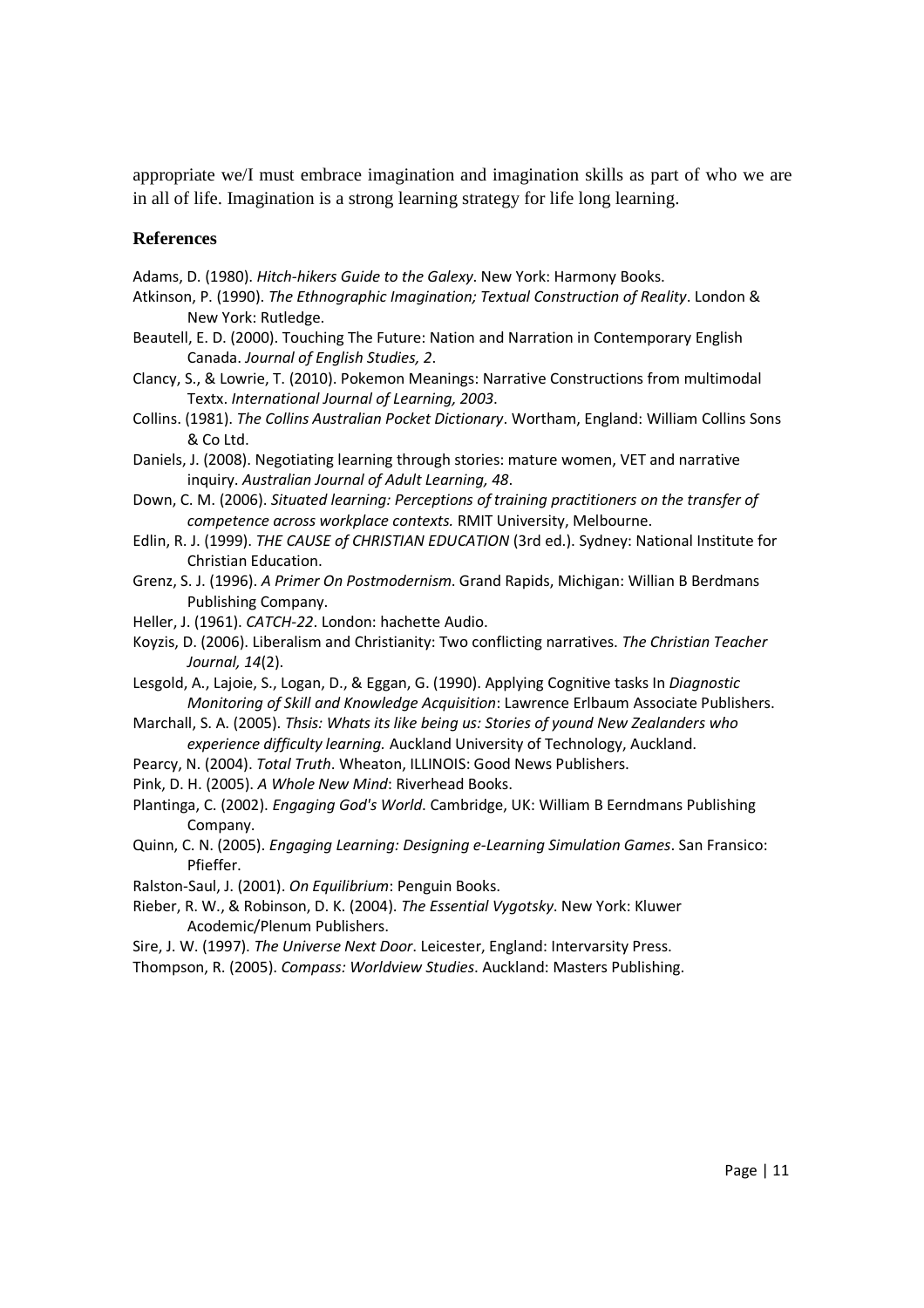appropriate we/I must embrace imagination and imagination skills as part of who we are in all of life. Imagination is a strong learning strategy for life long learning.

## References

Adams, D. (1980). *Hitch-hikers Guide to the Galexy*. New York: Harmony Books.

Atkinson, P. (1990). *The Ethnographic Imagination; Textual Construction of Reality*. London & New York: Rutledge.

Beautell, E. D. (2000). Touching The Future: Nation and Narration in Contemporary English Canada. *Journal of English Studies, 2*.

Clancy, S., & Lowrie, T. (2010). Pokemon Meanings: Narrative Constructions from multimodal Textx. *International Journal of Learning, 2003*.

Collins. (1981). *The Collins Australian Pocket Dictionary*. Wortham, England: William Collins Sons & Co Ltd.

Daniels, J. (2008). Negotiating learning through stories: mature women, VET and narrative inquiry. *Australian Journal of Adult Learning, 48*.

Down, C. M. (2006). *Situated learning: Perceptions of training practitioners on the transfer of competence across workplace contexts.* RMIT University, Melbourne.

Edlin, R. J. (1999). *THE CAUSE of CHRISTIAN EDUCATION* (3rd ed.). Sydney: National Institute for Christian Education.

Grenz, S. J. (1996). *A Primer On Postmodernism*. Grand Rapids, Michigan: Willian B Berdmans Publishing Company.

Heller, J. (1961). *CATCH-22*. London: hachette Audio.

Koyzis, D. (2006). Liberalism and Christianity: Two conflicting narratives. *The Christian Teacher Journal, 14*(2).

Lesgold, A., Lajoie, S., Logan, D., & Eggan, G. (1990). Applying Cognitive tasks In *Diagnostic Monitoring of Skill and Knowledge Acquisition*: Lawrence Erlbaum Associate Publishers.

Marchall, S. A. (2005). *Thsis: Whats its like being us: Stories of yound New Zealanders who experience difficulty learning.* Auckland University of Technology, Auckland.

Pearcy, N. (2004). *Total Truth*. Wheaton, ILLINOIS: Good News Publishers.

Pink, D. H. (2005). *A Whole New Mind*: Riverhead Books.

Plantinga, C. (2002). *Engaging God's World*. Cambridge, UK: William B Eerndmans Publishing Company.

Quinn, C. N. (2005). *Engaging Learning: Designing e-Learning Simulation Games*. San Fransico: Pfieffer.

Ralston-Saul, J. (2001). *On Equilibrium*: Penguin Books.

Rieber, R. W., & Robinson, D. K. (2004). *The Essential Vygotsky*. New York: Kluwer Acodemic/Plenum Publishers.

Sire, J. W. (1997). *The Universe Next Door*. Leicester, England: Intervarsity Press.

Thompson, R. (2005). *Compass: Worldview Studies*. Auckland: Masters Publishing.